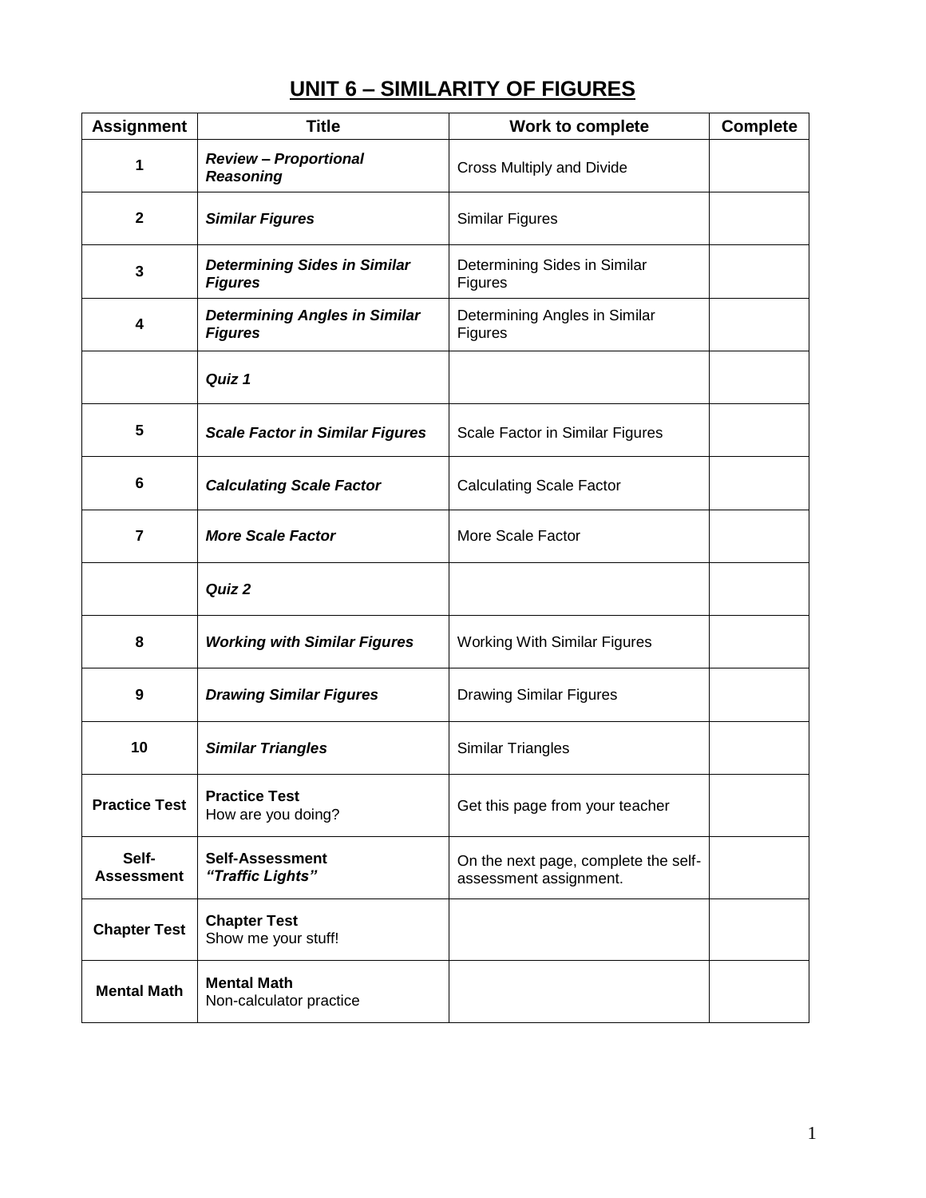# UNIT 6 – SIMILARITY OF FIGURES

| Assignment | Title | Work to complete | Complete |
|---|---|---|---|
| **1** | ***Review – Proportional Reasoning*** | Cross Multiply and Divide | |
| **2** | ***Similar Figures*** | Similar Figures | |
| **3** | ***Determining Sides in Similar Figures*** | Determining Sides in Similar Figures | |
| **4** | ***Determining Angles in Similar Figures*** | Determining Angles in Similar Figures | |
| | ***Quiz 1*** | | |
| **5** | ***Scale Factor in Similar Figures*** | Scale Factor in Similar Figures | |
| **6** | ***Calculating Scale Factor*** | Calculating Scale Factor | |
| **7** | ***More Scale Factor*** | More Scale Factor | |
| | ***Quiz 2*** | | |
| **8** | ***Working with Similar Figures*** | Working With Similar Figures | |
| **9** | ***Drawing Similar Figures*** | Drawing Similar Figures | |
| **10** | ***Similar Triangles*** | Similar Triangles | |
| **Practice Test** | **Practice Test** How are you doing? | Get this page from your teacher | |
| **Self-Assessment** | **Self-Assessment** ***"Traffic Lights"*** | On the next page, complete the self-assessment assignment. | |
| **Chapter Test** | **Chapter Test** Show me your stuff! | | |
| **Mental Math** | **Mental Math** Non-calculator practice | | |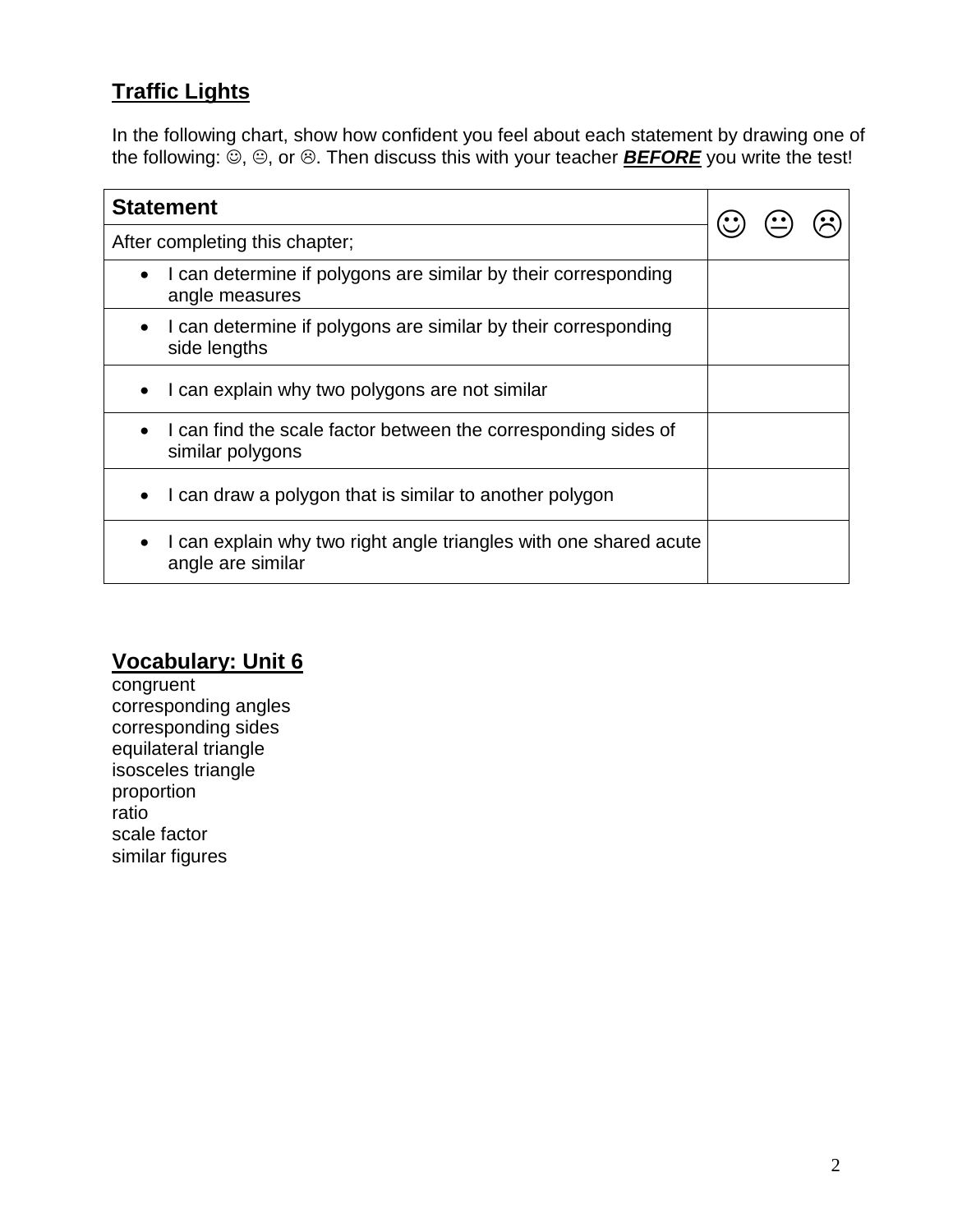## Traffic Lights

In the following chart, show how confident you feel about each statement by drawing one of the following: ☺, 😐, or ☹. Then discuss this with your teacher ***BEFORE*** you write the test!

| Statement | ☺ 😐 ☹ |
|---|---|
| After completing this chapter; | |
| • I can determine if polygons are similar by their corresponding angle measures | |
| • I can determine if polygons are similar by their corresponding side lengths | |
| • I can explain why two polygons are not similar | |
| • I can find the scale factor between the corresponding sides of similar polygons | |
| • I can draw a polygon that is similar to another polygon | |
| • I can explain why two right angle triangles with one shared acute angle are similar | |

## Vocabulary: Unit 6

congruent
corresponding angles
corresponding sides
equilateral triangle
isosceles triangle
proportion
ratio
scale factor
similar figures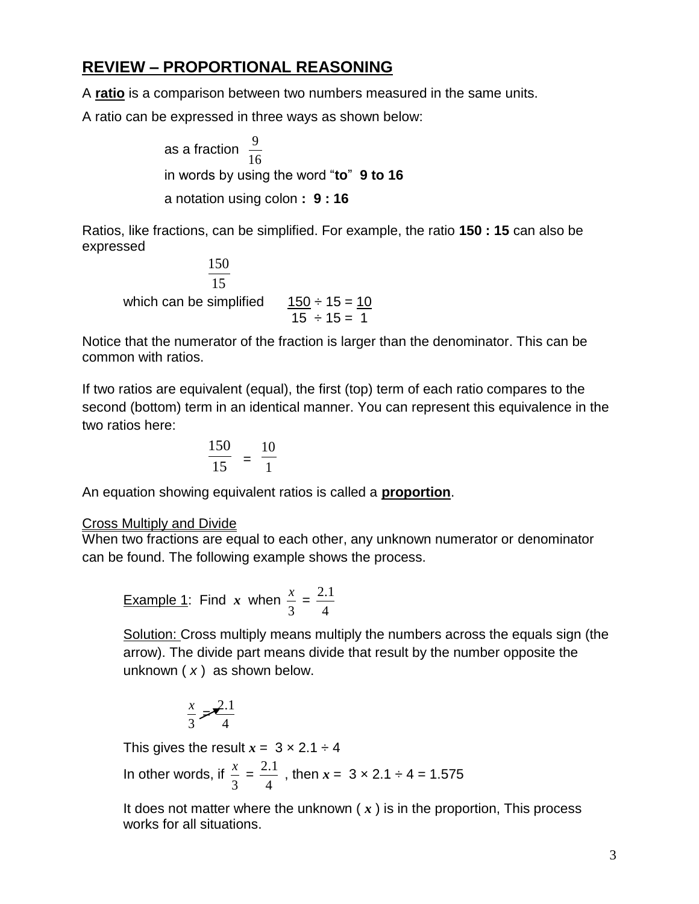## REVIEW – PROPORTIONAL REASONING

A **ratio** is a comparison between two numbers measured in the same units.

A ratio can be expressed in three ways as shown below:

as a fraction $\frac{9}{16}$

in words by using the word "**to**" **9 to 16**

a notation using colon **: 9 : 16**

Ratios, like fractions, can be simplified. For example, the ratio **150 : 15** can also be expressed

$$\frac{150}{15}$$

which can be simplified $\frac{150 \div 15}{15 \div 15} = \frac{10}{1}$

Notice that the numerator of the fraction is larger than the denominator. This can be common with ratios.

If two ratios are equivalent (equal), the first (top) term of each ratio compares to the second (bottom) term in an identical manner. You can represent this equivalence in the two ratios here:

$$\frac{150}{15} = \frac{10}{1}$$

An equation showing equivalent ratios is called a **proportion**.

Cross Multiply and Divide

When two fractions are equal to each other, any unknown numerator or denominator can be found. The following example shows the process.

Example 1: Find $x$ when $\frac{x}{3} = \frac{2.1}{4}$

Solution: Cross multiply means multiply the numbers across the equals sign (the arrow). The divide part means divide that result by the number opposite the unknown ( $x$ ) as shown below.

$$\frac{x}{3} = \frac{2.1}{4}$$

This gives the result $x = 3 \times 2.1 \div 4$

In other words, if $\frac{x}{3} = \frac{2.1}{4}$ , then $x = 3 \times 2.1 \div 4 = 1.575$

It does not matter where the unknown ( $x$ ) is in the proportion, This process works for all situations.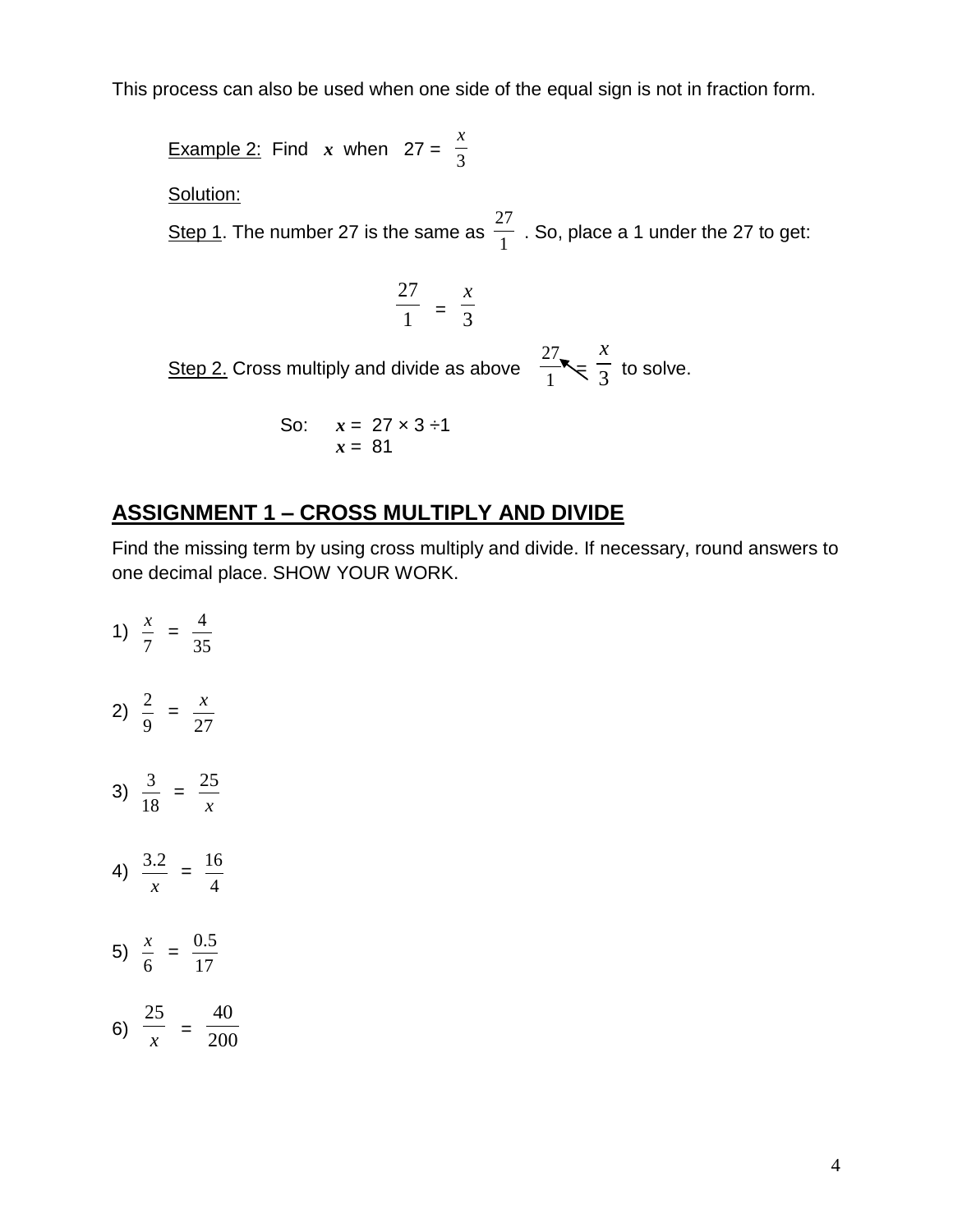This process can also be used when one side of the equal sign is not in fraction form.

Example 2: Find $x$ when $27 = \frac{x}{3}$

Solution:

Step 1. The number 27 is the same as $\frac{27}{1}$. So, place a 1 under the 27 to get:

$$\frac{27}{1} = \frac{x}{3}$$

Step 2. Cross multiply and divide as above $\frac{27}{1} = \frac{x}{3}$ to solve.

So: $x = 27 \times 3 \div 1$
$x = 81$

## ASSIGNMENT 1 – CROSS MULTIPLY AND DIVIDE

Find the missing term by using cross multiply and divide. If necessary, round answers to one decimal place. SHOW YOUR WORK.

1) $\frac{x}{7} = \frac{4}{35}$

2) $\frac{2}{9} = \frac{x}{27}$

3) $\frac{3}{18} = \frac{25}{x}$

4) $\frac{3.2}{x} = \frac{16}{4}$

5) $\frac{x}{6} = \frac{0.5}{17}$

6) $\frac{25}{x} = \frac{40}{200}$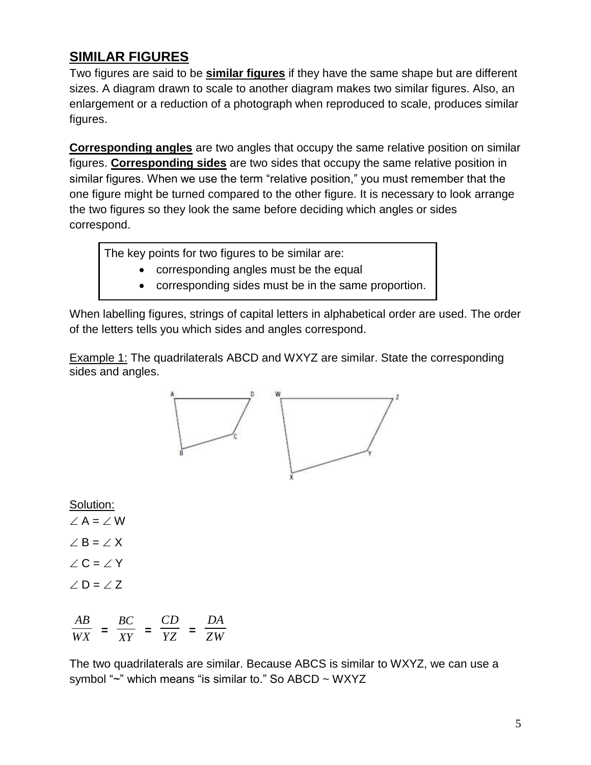## SIMILAR FIGURES

Two figures are said to be **similar figures** if they have the same shape but are different sizes. A diagram drawn to scale to another diagram makes two similar figures. Also, an enlargement or a reduction of a photograph when reproduced to scale, produces similar figures.

**Corresponding angles** are two angles that occupy the same relative position on similar figures. **Corresponding sides** are two sides that occupy the same relative position in similar figures. When we use the term "relative position," you must remember that the one figure might be turned compared to the other figure. It is necessary to look arrange the two figures so they look the same before deciding which angles or sides correspond.

> The key points for two figures to be similar are:
> - corresponding angles must be the equal
> - corresponding sides must be in the same proportion.

When labelling figures, strings of capital letters in alphabetical order are used. The order of the letters tells you which sides and angles correspond.

Example 1: The quadrilaterals ABCD and WXYZ are similar. State the corresponding sides and angles.

Solution:

$\angle A = \angle W$

$\angle B = \angle X$

$\angle C = \angle Y$

$\angle D = \angle Z$

$$\frac{AB}{WX} = \frac{BC}{XY} = \frac{CD}{YZ} = \frac{DA}{ZW}$$

The two quadrilaterals are similar. Because ABCS is similar to WXYZ, we can use a symbol "~" which means "is similar to." So ABCD ~ WXYZ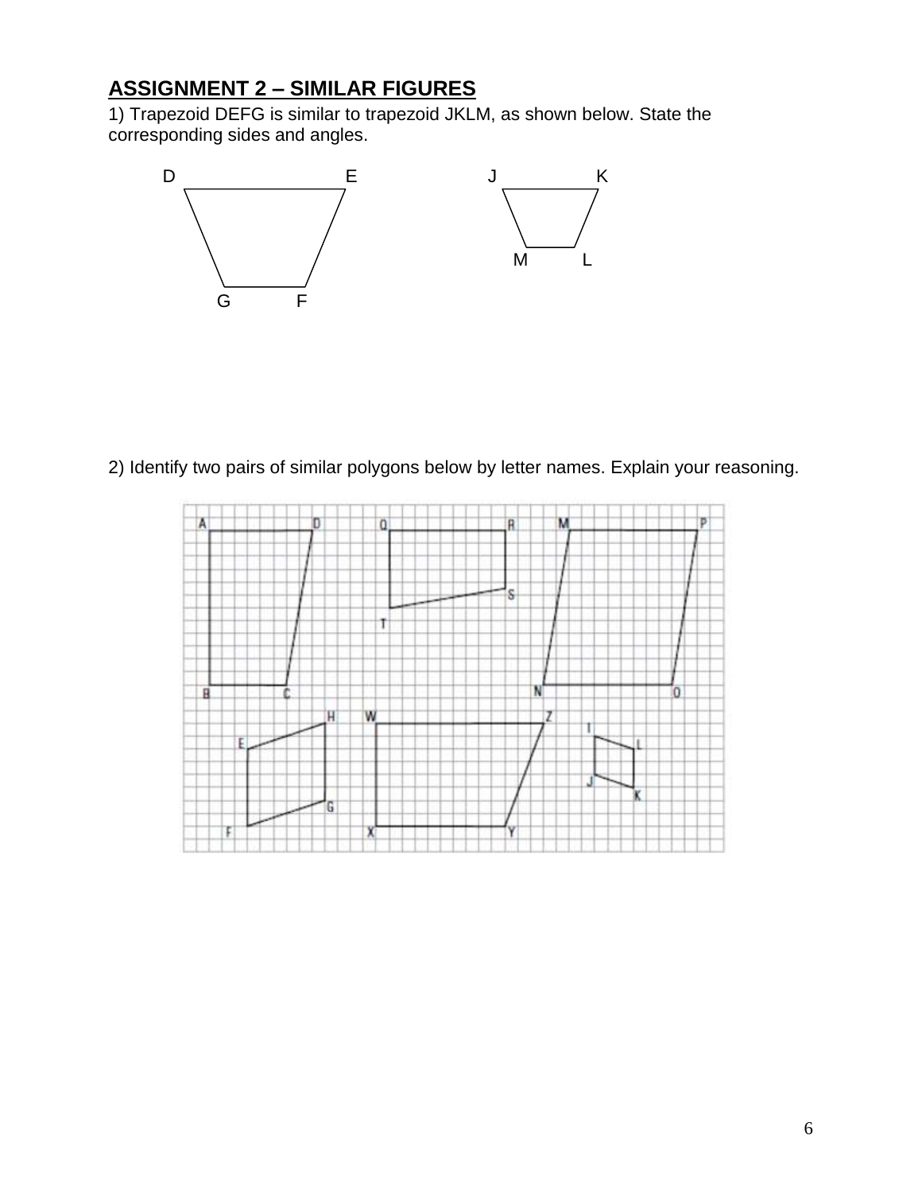## ASSIGNMENT 2 – SIMILAR FIGURES

1) Trapezoid DEFG is similar to trapezoid JKLM, as shown below. State the corresponding sides and angles.

2) Identify two pairs of similar polygons below by letter names. Explain your reasoning.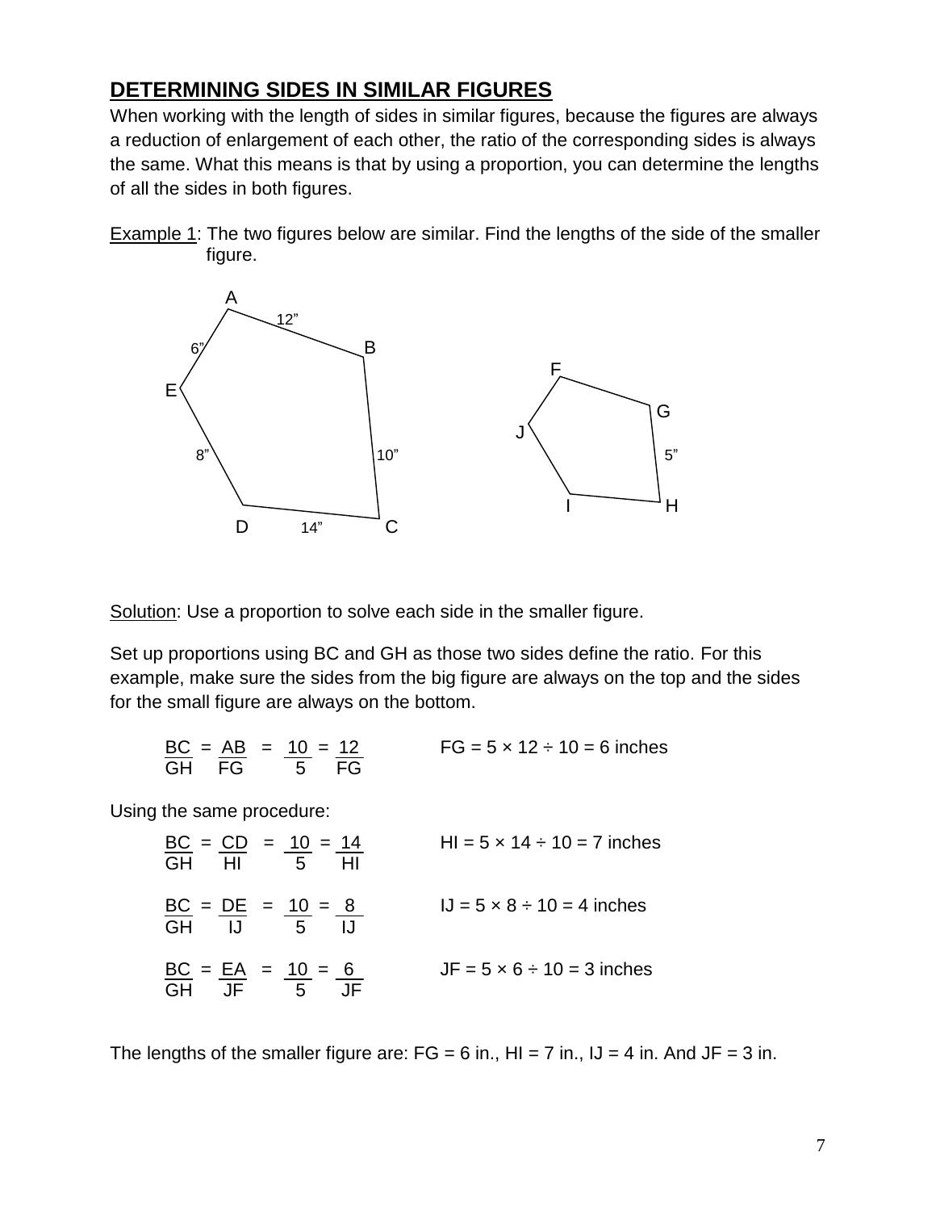## DETERMINING SIDES IN SIMILAR FIGURES

When working with the length of sides in similar figures, because the figures are always a reduction of enlargement of each other, the ratio of the corresponding sides is always the same. What this means is that by using a proportion, you can determine the lengths of all the sides in both figures.

Example 1: The two figures below are similar. Find the lengths of the side of the smaller figure.

A 12" B
6" E
8" 10"
D 14" C

F G
J 5"
I H

Solution: Use a proportion to solve each side in the smaller figure.

Set up proportions using BC and GH as those two sides define the ratio. For this example, make sure the sides from the big figure are always on the top and the sides for the small figure are always on the bottom.

$\frac{BC}{GH} = \frac{AB}{FG} = \frac{10}{5} = \frac{12}{FG}$ FG = 5 × 12 ÷ 10 = 6 inches

Using the same procedure:

$\frac{BC}{GH} = \frac{CD}{HI} = \frac{10}{5} = \frac{14}{HI}$ HI = 5 × 14 ÷ 10 = 7 inches

$\frac{BC}{GH} = \frac{DE}{IJ} = \frac{10}{5} = \frac{8}{IJ}$ IJ = 5 × 8 ÷ 10 = 4 inches

$\frac{BC}{GH} = \frac{EA}{JF} = \frac{10}{5} = \frac{6}{JF}$ JF = 5 × 6 ÷ 10 = 3 inches

The lengths of the smaller figure are: FG = 6 in., HI = 7 in., IJ = 4 in. And JF = 3 in.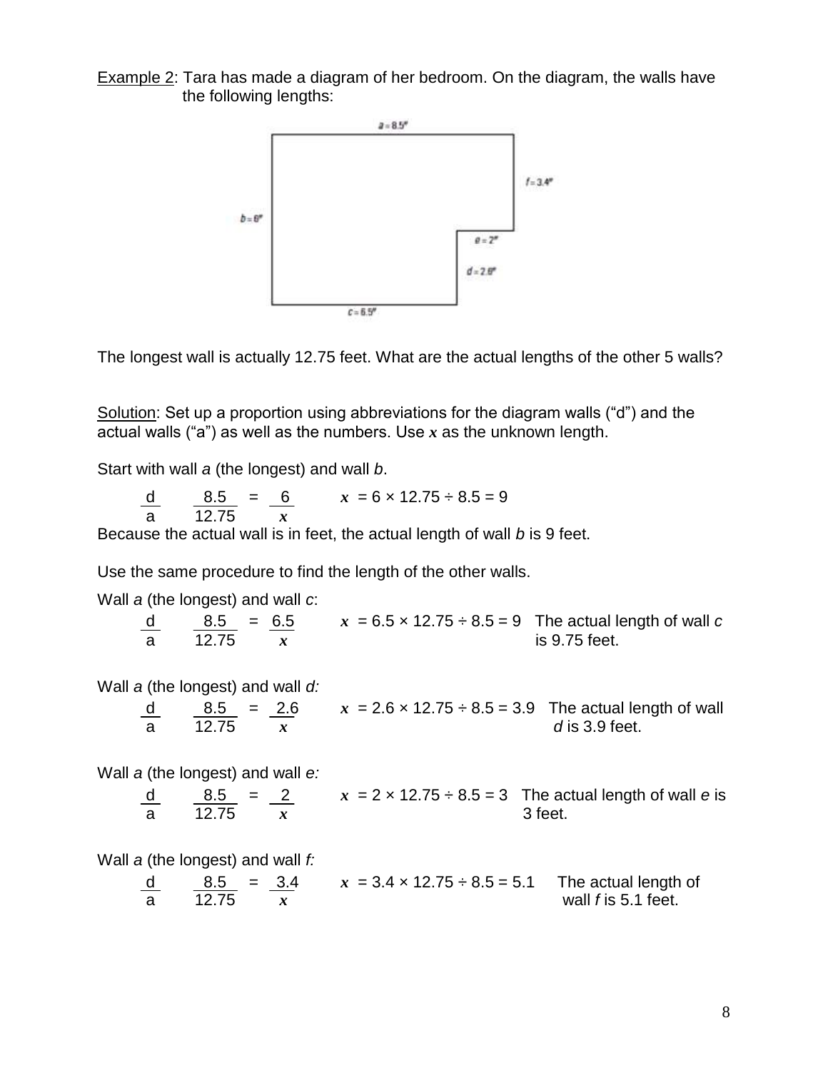Example 2: Tara has made a diagram of her bedroom. On the diagram, the walls have the following lengths:

a = 8.5"

b = 6"

c = 6.5"

d = 2.6"

e = 2"

f = 3.4"

The longest wall is actually 12.75 feet. What are the actual lengths of the other 5 walls?

Solution: Set up a proportion using abbreviations for the diagram walls ("d") and the actual walls ("a") as well as the numbers. Use $x$ as the unknown length.

Start with wall *a* (the longest) and wall *b*.

$$\frac{d}{a} \quad \frac{8.5}{12.75} = \frac{6}{x} \qquad x = 6 \times 12.75 \div 8.5 = 9$$

Because the actual wall is in feet, the actual length of wall *b* is 9 feet.

Use the same procedure to find the length of the other walls.

Wall *a* (the longest) and wall *c*:

$$\frac{d}{a} \quad \frac{8.5}{12.75} = \frac{6.5}{x} \qquad x = 6.5 \times 12.75 \div 8.5 = 9$$

The actual length of wall *c* is 9.75 feet.

Wall *a* (the longest) and wall *d:*

$$\frac{d}{a} \quad \frac{8.5}{12.75} = \frac{2.6}{x} \qquad x = 2.6 \times 12.75 \div 8.5 = 3.9$$

The actual length of wall *d* is 3.9 feet.

Wall *a* (the longest) and wall *e:*

$$\frac{d}{a} \quad \frac{8.5}{12.75} = \frac{2}{x} \qquad x = 2 \times 12.75 \div 8.5 = 3$$

The actual length of wall *e* is 3 feet.

Wall *a* (the longest) and wall *f:*

$$\frac{d}{a} \quad \frac{8.5}{12.75} = \frac{3.4}{x} \qquad x = 3.4 \times 12.75 \div 8.5 = 5.1$$

The actual length of wall *f* is 5.1 feet.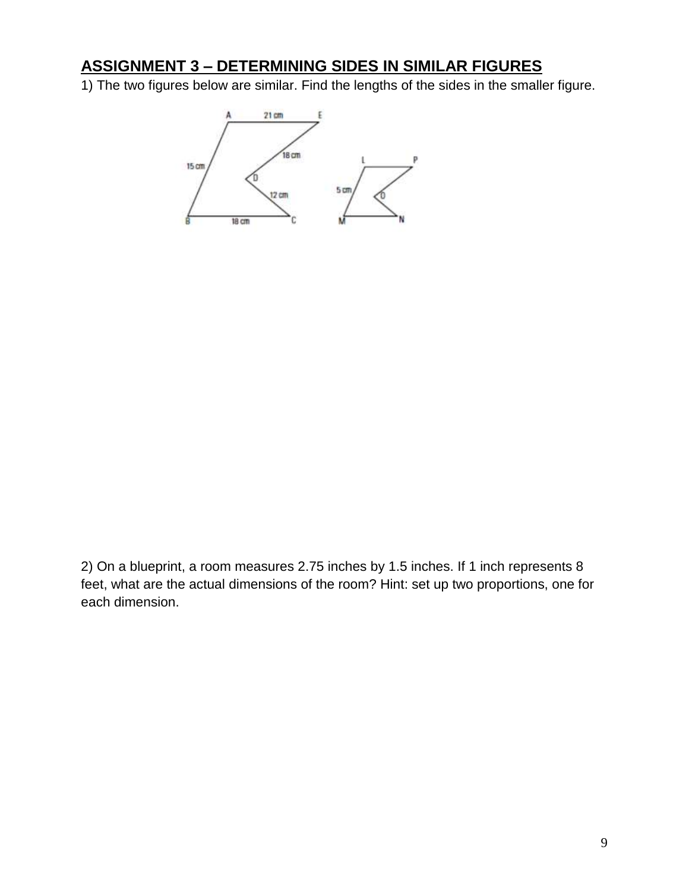## ASSIGNMENT 3 – DETERMINING SIDES IN SIMILAR FIGURES

1) The two figures below are similar. Find the lengths of the sides in the smaller figure.

2) On a blueprint, a room measures 2.75 inches by 1.5 inches. If 1 inch represents 8 feet, what are the actual dimensions of the room? Hint: set up two proportions, one for each dimension.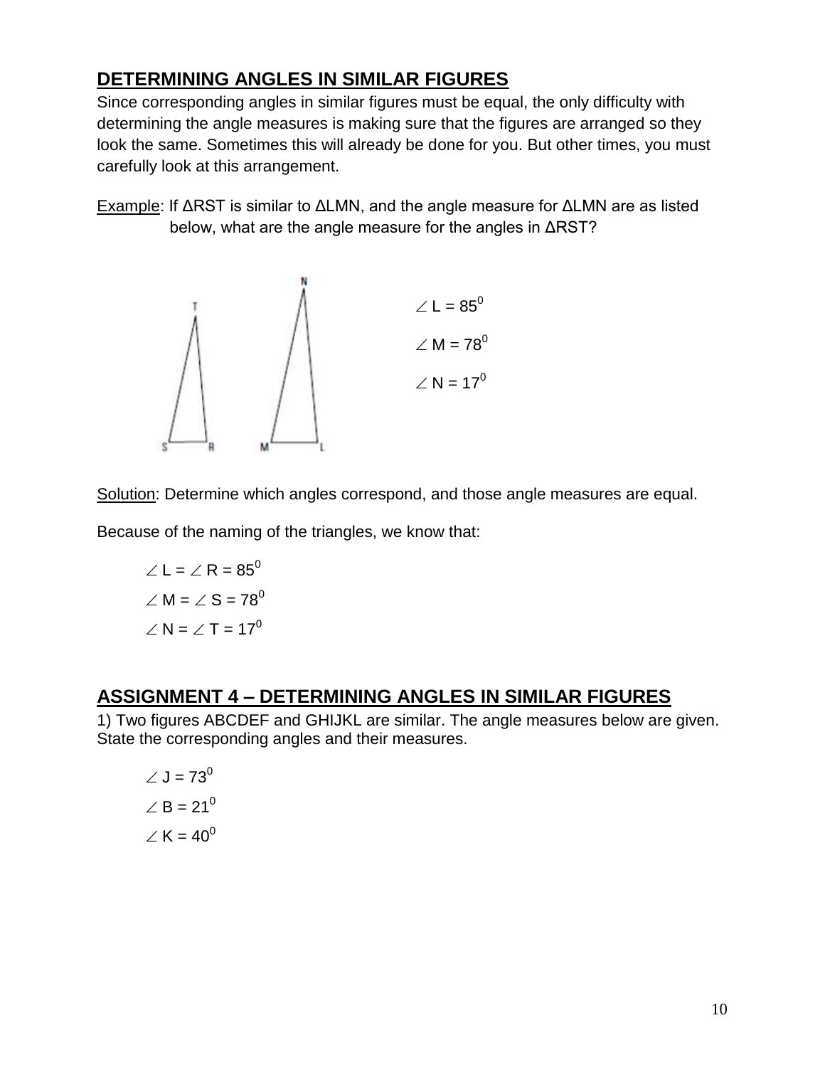## DETERMINING ANGLES IN SIMILAR FIGURES

Since corresponding angles in similar figures must be equal, the only difficulty with determining the angle measures is making sure that the figures are arranged so they look the same. Sometimes this will already be done for you. But other times, you must carefully look at this arrangement.

Example: If ΔRST is similar to ΔLMN, and the angle measure for ΔLMN are as listed below, what are the angle measure for the angles in ΔRST?

$\angle$ L = $85^0$

$\angle$ M = $78^0$

$\angle$ N = $17^0$

Solution: Determine which angles correspond, and those angle measures are equal.

Because of the naming of the triangles, we know that:

$\angle$ L = $\angle$ R = $85^0$

$\angle$ M = $\angle$ S = $78^0$

$\angle$ N = $\angle$ T = $17^0$

## ASSIGNMENT 4 – DETERMINING ANGLES IN SIMILAR FIGURES

1) Two figures ABCDEF and GHIJKL are similar. The angle measures below are given. State the corresponding angles and their measures.

$\angle$ J = $73^0$

$\angle$ B = $21^0$

$\angle$ K = $40^0$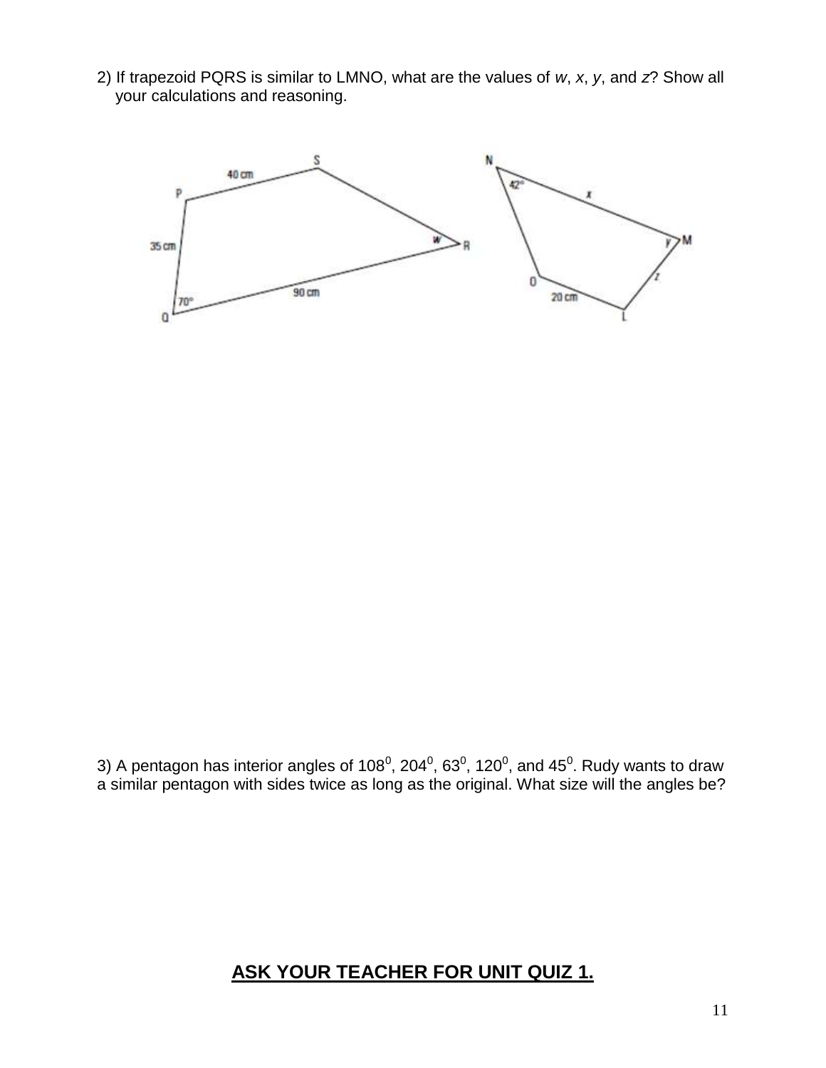2) If trapezoid PQRS is similar to LMNO, what are the values of *w*, *x*, *y*, and *z*? Show all your calculations and reasoning.

3) A pentagon has interior angles of $108^0$, $204^0$, $63^0$, $120^0$, and $45^0$. Rudy wants to draw a similar pentagon with sides twice as long as the original. What size will the angles be?

**ASK YOUR TEACHER FOR UNIT QUIZ 1.**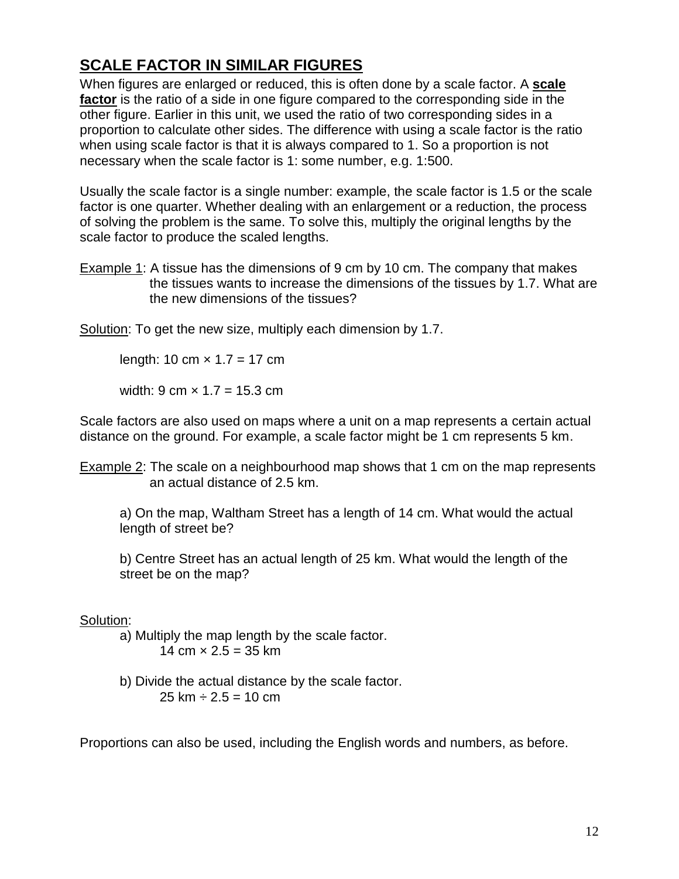## SCALE FACTOR IN SIMILAR FIGURES

When figures are enlarged or reduced, this is often done by a scale factor. A **scale factor** is the ratio of a side in one figure compared to the corresponding side in the other figure. Earlier in this unit, we used the ratio of two corresponding sides in a proportion to calculate other sides. The difference with using a scale factor is the ratio when using scale factor is that it is always compared to 1. So a proportion is not necessary when the scale factor is 1: some number, e.g. 1:500.

Usually the scale factor is a single number: example, the scale factor is 1.5 or the scale factor is one quarter. Whether dealing with an enlargement or a reduction, the process of solving the problem is the same. To solve this, multiply the original lengths by the scale factor to produce the scaled lengths.

Example 1: A tissue has the dimensions of 9 cm by 10 cm. The company that makes the tissues wants to increase the dimensions of the tissues by 1.7. What are the new dimensions of the tissues?

Solution: To get the new size, multiply each dimension by 1.7.

length: 10 cm × 1.7 = 17 cm

width: 9 cm × 1.7 = 15.3 cm

Scale factors are also used on maps where a unit on a map represents a certain actual distance on the ground. For example, a scale factor might be 1 cm represents 5 km.

Example 2: The scale on a neighbourhood map shows that 1 cm on the map represents an actual distance of 2.5 km.

a) On the map, Waltham Street has a length of 14 cm. What would the actual length of street be?

b) Centre Street has an actual length of 25 km. What would the length of the street be on the map?

Solution:

a) Multiply the map length by the scale factor.
14 cm × 2.5 = 35 km

b) Divide the actual distance by the scale factor.
25 km ÷ 2.5 = 10 cm

Proportions can also be used, including the English words and numbers, as before.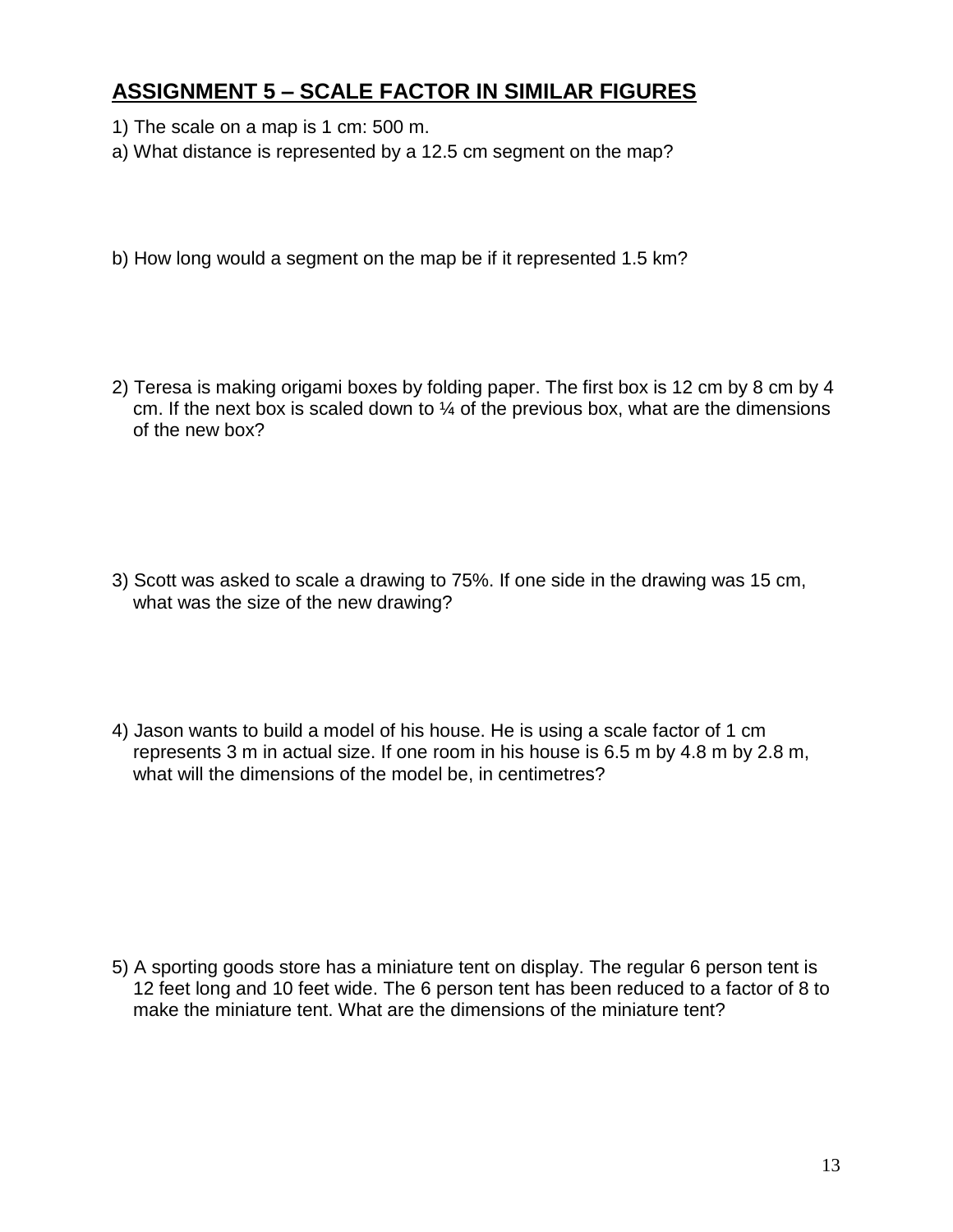## ASSIGNMENT 5 – SCALE FACTOR IN SIMILAR FIGURES

1) The scale on a map is 1 cm: 500 m.

a) What distance is represented by a 12.5 cm segment on the map?

b) How long would a segment on the map be if it represented 1.5 km?

2) Teresa is making origami boxes by folding paper. The first box is 12 cm by 8 cm by 4 cm. If the next box is scaled down to ¼ of the previous box, what are the dimensions of the new box?

3) Scott was asked to scale a drawing to 75%. If one side in the drawing was 15 cm, what was the size of the new drawing?

4) Jason wants to build a model of his house. He is using a scale factor of 1 cm represents 3 m in actual size. If one room in his house is 6.5 m by 4.8 m by 2.8 m, what will the dimensions of the model be, in centimetres?

5) A sporting goods store has a miniature tent on display. The regular 6 person tent is 12 feet long and 10 feet wide. The 6 person tent has been reduced to a factor of 8 to make the miniature tent. What are the dimensions of the miniature tent?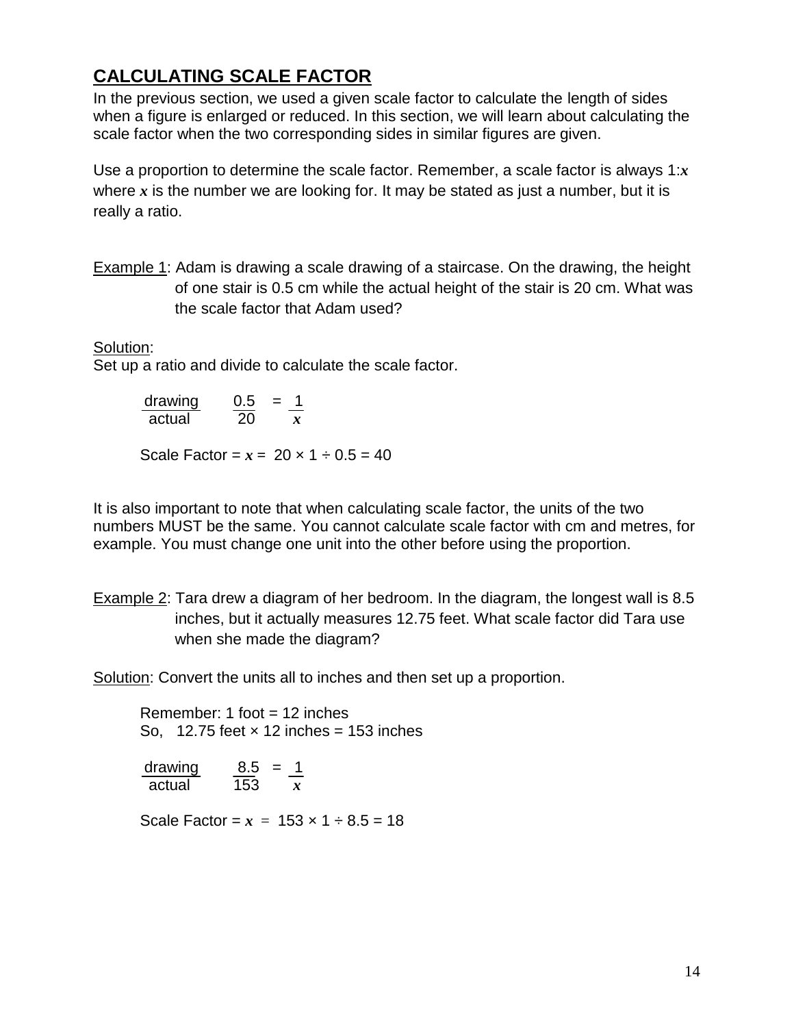## CALCULATING SCALE FACTOR

In the previous section, we used a given scale factor to calculate the length of sides when a figure is enlarged or reduced. In this section, we will learn about calculating the scale factor when the two corresponding sides in similar figures are given.

Use a proportion to determine the scale factor. Remember, a scale factor is always 1:$x$ where $x$ is the number we are looking for. It may be stated as just a number, but it is really a ratio.

Example 1: Adam is drawing a scale drawing of a staircase. On the drawing, the height of one stair is 0.5 cm while the actual height of the stair is 20 cm. What was the scale factor that Adam used?

Solution:
Set up a ratio and divide to calculate the scale factor.

$$\frac{\text{drawing}}{\text{actual}} \qquad \frac{0.5}{20} = \frac{1}{x}$$

Scale Factor = $x$ = $20 \times 1 \div 0.5 = 40$

It is also important to note that when calculating scale factor, the units of the two numbers MUST be the same. You cannot calculate scale factor with cm and metres, for example. You must change one unit into the other before using the proportion.

Example 2: Tara drew a diagram of her bedroom. In the diagram, the longest wall is 8.5 inches, but it actually measures 12.75 feet. What scale factor did Tara use when she made the diagram?

Solution: Convert the units all to inches and then set up a proportion.

Remember: 1 foot = 12 inches
So, 12.75 feet × 12 inches = 153 inches

$$\frac{\text{drawing}}{\text{actual}} \qquad \frac{8.5}{153} = \frac{1}{x}$$

Scale Factor = $x$ = $153 \times 1 \div 8.5 = 18$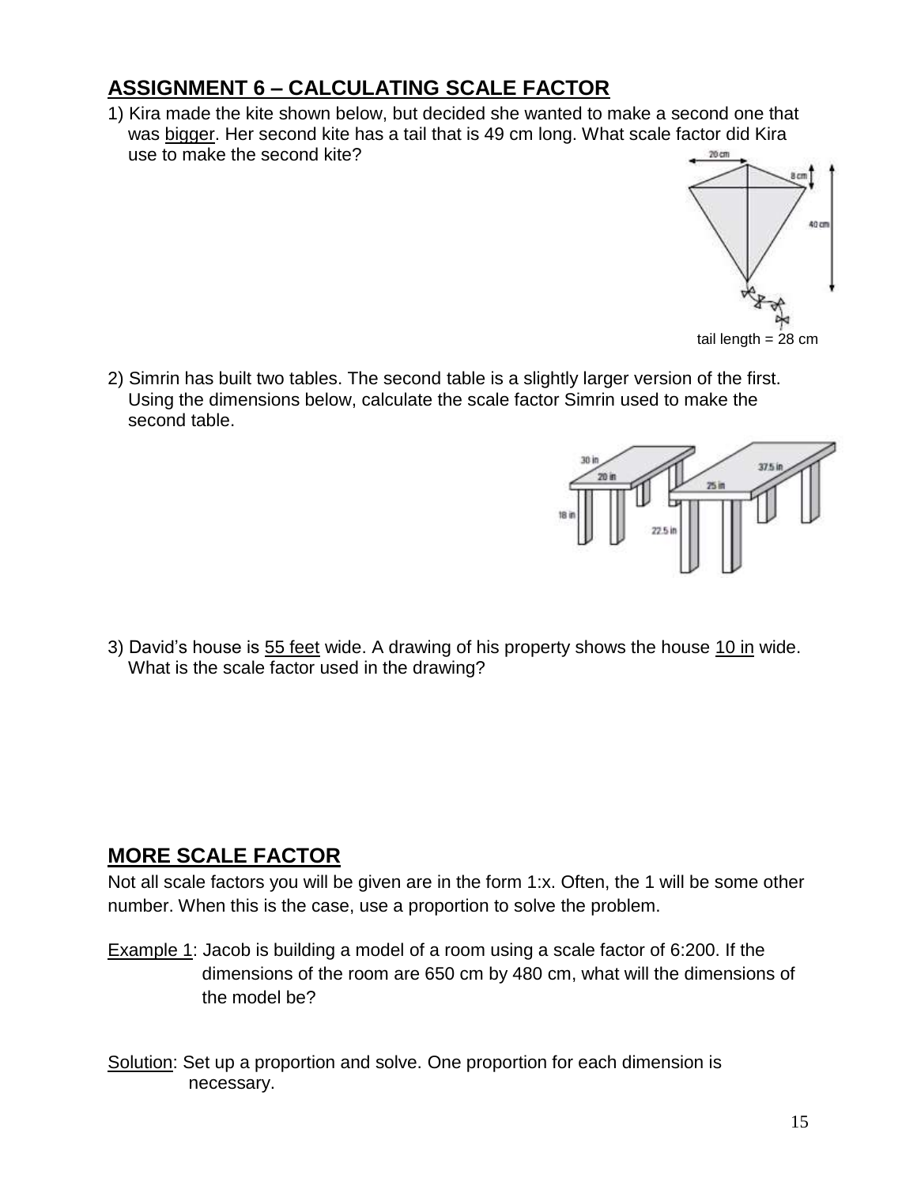## ASSIGNMENT 6 – CALCULATING SCALE FACTOR

1) Kira made the kite shown below, but decided she wanted to make a second one that was <u>bigger</u>. Her second kite has a tail that is 49 cm long. What scale factor did Kira use to make the second kite?

20 cm

8 cm

40 cm

tail length = 28 cm

2) Simrin has built two tables. The second table is a slightly larger version of the first. Using the dimensions below, calculate the scale factor Simrin used to make the second table.

30 in
20 in
18 in
37.5 in
25 in
22.5 in

3) David's house is <u>55 feet</u> wide. A drawing of his property shows the house <u>10 in</u> wide. What is the scale factor used in the drawing?

## MORE SCALE FACTOR

Not all scale factors you will be given are in the form 1:x. Often, the 1 will be some other number. When this is the case, use a proportion to solve the problem.

<u>Example 1</u>: Jacob is building a model of a room using a scale factor of 6:200. If the dimensions of the room are 650 cm by 480 cm, what will the dimensions of the model be?

<u>Solution</u>: Set up a proportion and solve. One proportion for each dimension is necessary.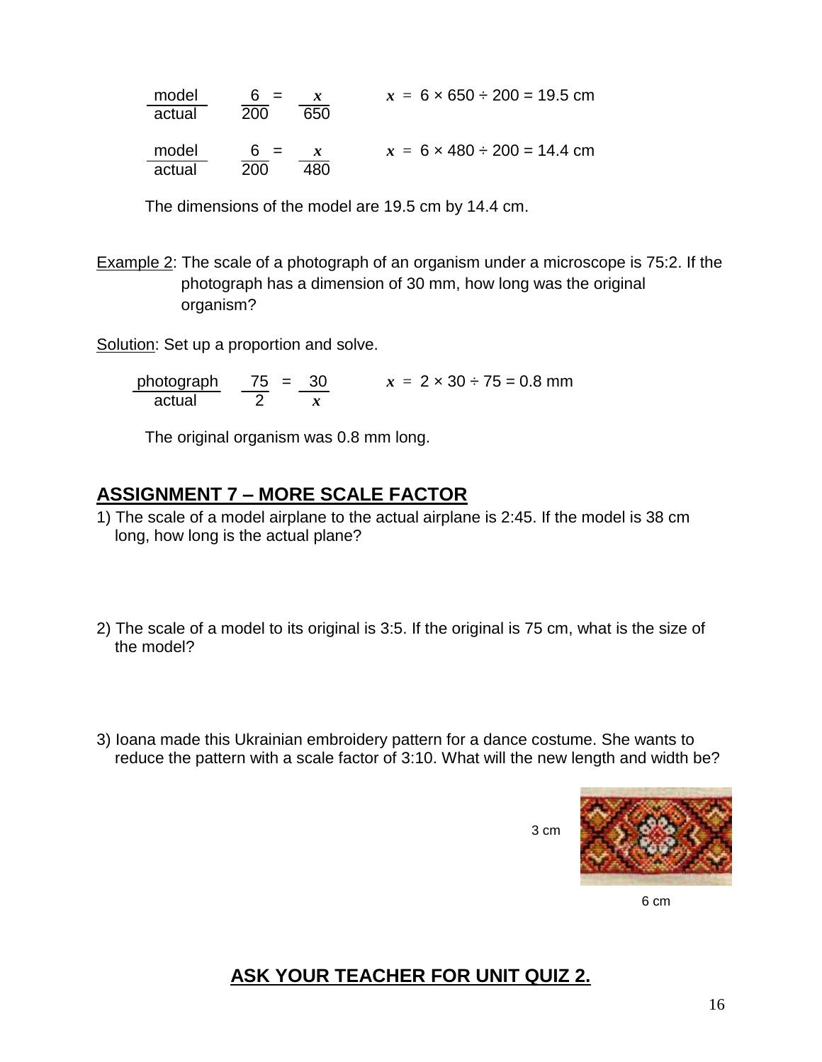$$\frac{\text{model}}{\text{actual}} \quad \frac{6}{200} = \frac{x}{650} \qquad x = 6 \times 650 \div 200 = 19.5 \text{ cm}$$

$$\frac{\text{model}}{\text{actual}} \quad \frac{6}{200} = \frac{x}{480} \qquad x = 6 \times 480 \div 200 = 14.4 \text{ cm}$$

The dimensions of the model are 19.5 cm by 14.4 cm.

Example 2: The scale of a photograph of an organism under a microscope is 75:2. If the photograph has a dimension of 30 mm, how long was the original organism?

Solution: Set up a proportion and solve.

$$\frac{\text{photograph}}{\text{actual}} \quad \frac{75}{2} = \frac{30}{x} \qquad x = 2 \times 30 \div 75 = 0.8 \text{ mm}$$

The original organism was 0.8 mm long.

## ASSIGNMENT 7 – MORE SCALE FACTOR

1) The scale of a model airplane to the actual airplane is 2:45. If the model is 38 cm long, how long is the actual plane?

2) The scale of a model to its original is 3:5. If the original is 75 cm, what is the size of the model?

3) Ioana made this Ukrainian embroidery pattern for a dance costume. She wants to reduce the pattern with a scale factor of 3:10. What will the new length and width be?

3 cm

6 cm

## ASK YOUR TEACHER FOR UNIT QUIZ 2.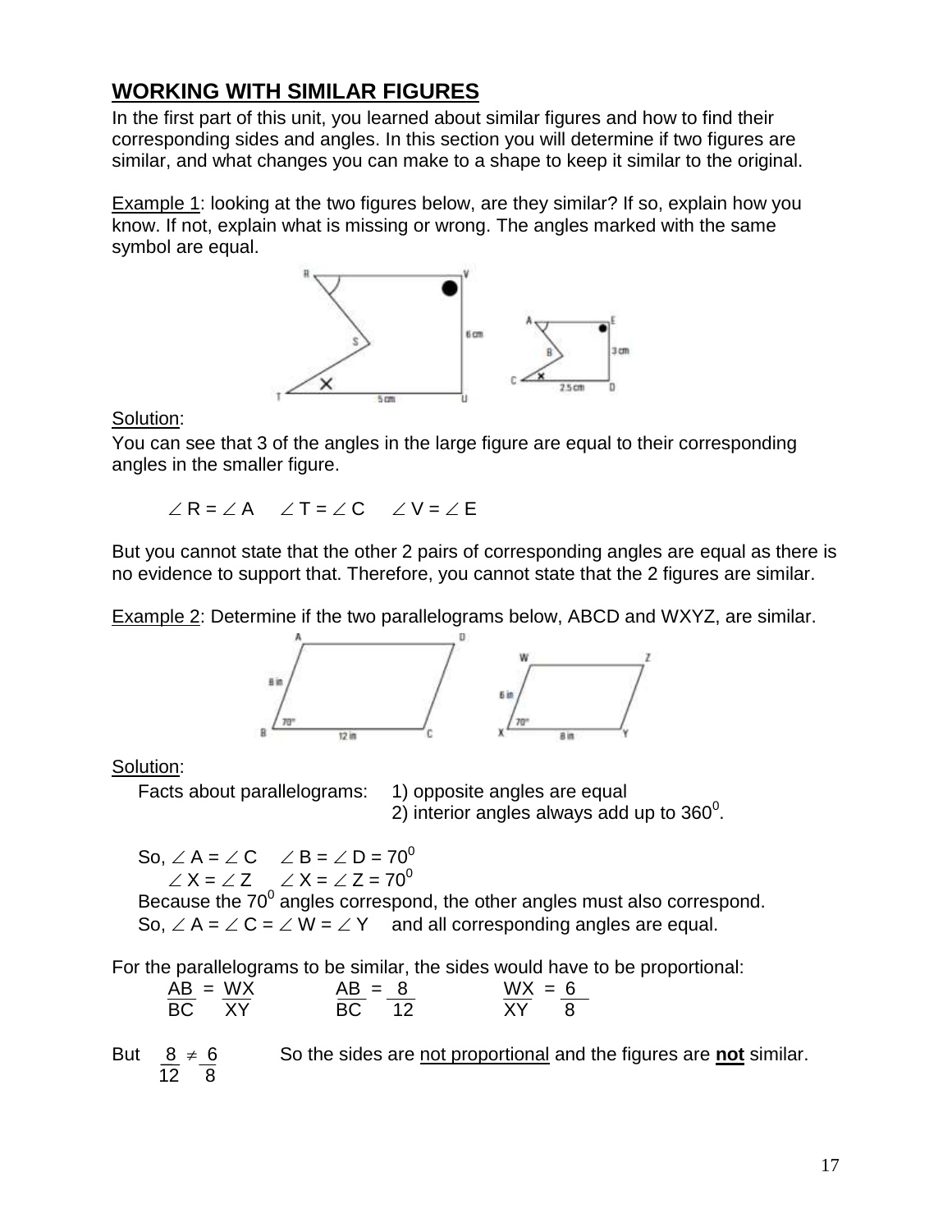## WORKING WITH SIMILAR FIGURES

In the first part of this unit, you learned about similar figures and how to find their corresponding sides and angles. In this section you will determine if two figures are similar, and what changes you can make to a shape to keep it similar to the original.

Example 1: looking at the two figures below, are they similar? If so, explain how you know. If not, explain what is missing or wrong. The angles marked with the same symbol are equal.

Solution:

You can see that 3 of the angles in the large figure are equal to their corresponding angles in the smaller figure.

$\angle R = \angle A \quad \angle T = \angle C \quad \angle V = \angle E$

But you cannot state that the other 2 pairs of corresponding angles are equal as there is no evidence to support that. Therefore, you cannot state that the 2 figures are similar.

Example 2: Determine if the two parallelograms below, ABCD and WXYZ, are similar.

Solution:

Facts about parallelograms: 1) opposite angles are equal
2) interior angles always add up to $360^0$.

So, $\angle A = \angle C \quad \angle B = \angle D = 70^0$
$\angle X = \angle Z \quad \angle X = \angle Z = 70^0$

Because the $70^0$ angles correspond, the other angles must also correspond.

So, $\angle A = \angle C = \angle W = \angle Y$ and all corresponding angles are equal.

For the parallelograms to be similar, the sides would have to be proportional:

$\frac{AB}{BC} = \frac{WX}{XY} \qquad \frac{AB}{BC} = \frac{8}{12} \qquad \frac{WX}{XY} = \frac{6}{8}$

But $\frac{8}{12} \neq \frac{6}{8}$ So the sides are not proportional and the figures are **not** similar.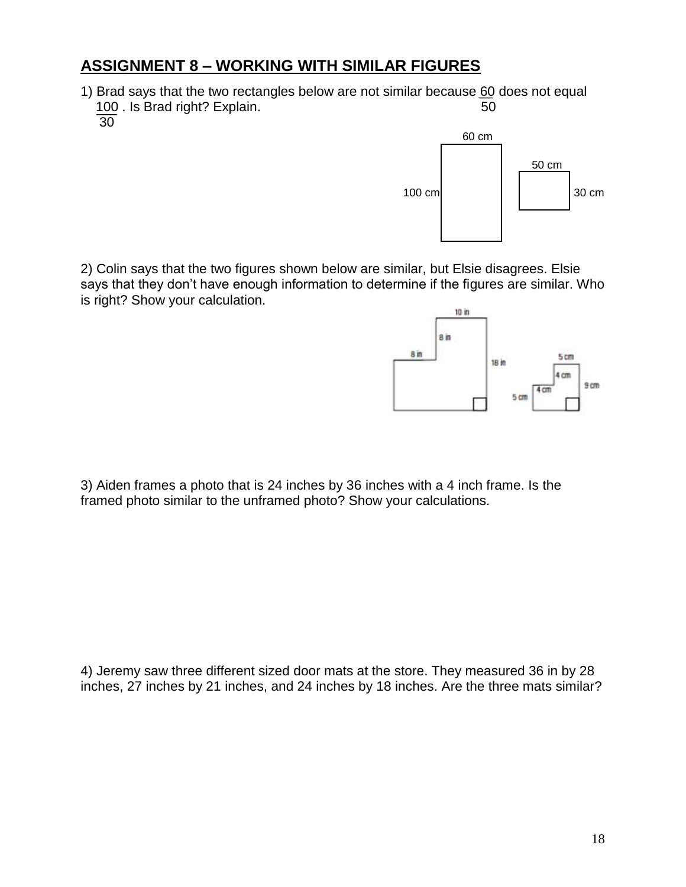## ASSIGNMENT 8 – WORKING WITH SIMILAR FIGURES

1) Brad says that the two rectangles below are not similar because $\frac{60}{50}$ does not equal $\frac{100}{30}$. Is Brad right? Explain.

60 cm

50 cm

100 cm

30 cm

2) Colin says that the two figures shown below are similar, but Elsie disagrees. Elsie says that they don't have enough information to determine if the figures are similar. Who is right? Show your calculation.

10 in

8 in

8 in

18 in

5 cm

4 cm

4 cm

9 cm

5 cm

3) Aiden frames a photo that is 24 inches by 36 inches with a 4 inch frame. Is the framed photo similar to the unframed photo? Show your calculations.

4) Jeremy saw three different sized door mats at the store. They measured 36 in by 28 inches, 27 inches by 21 inches, and 24 inches by 18 inches. Are the three mats similar?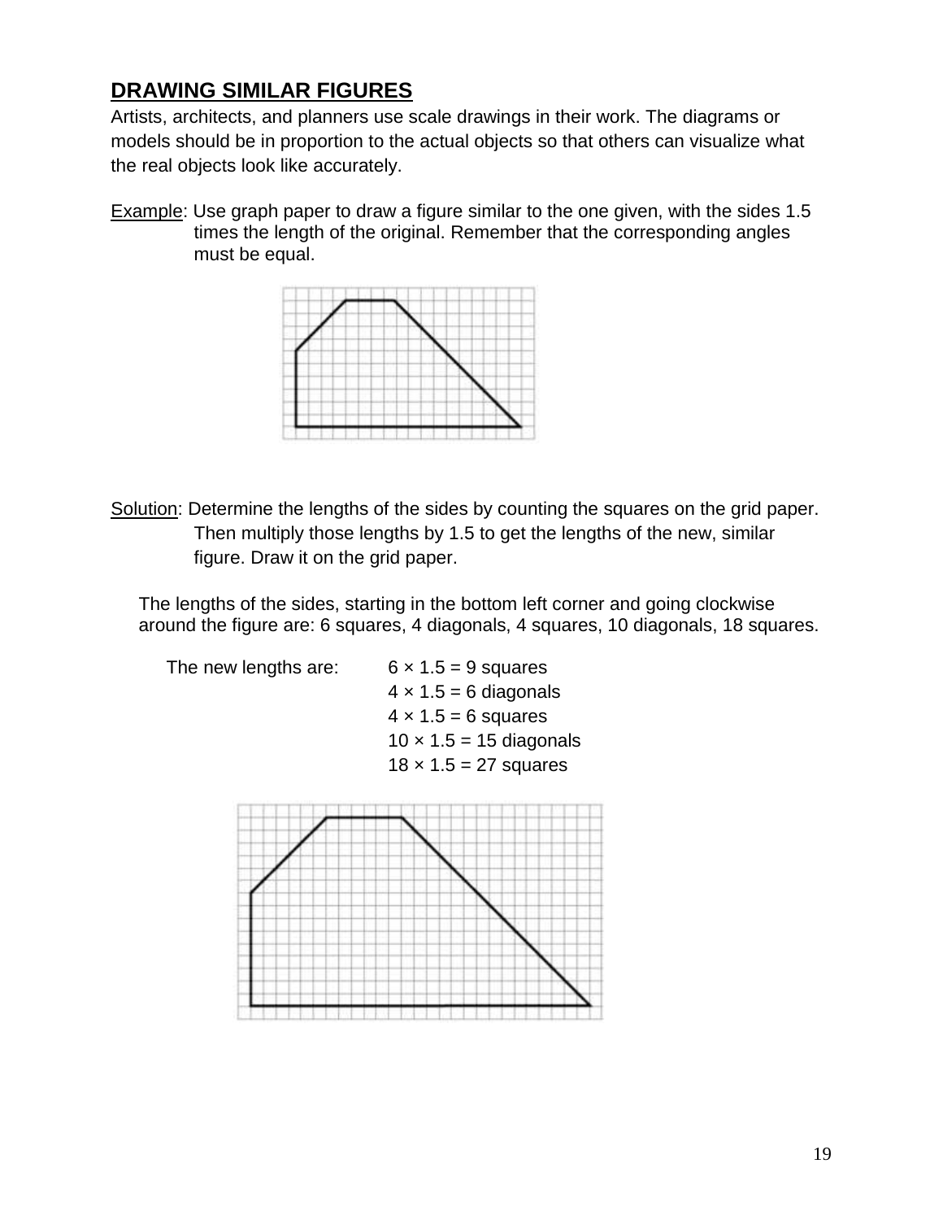## DRAWING SIMILAR FIGURES

Artists, architects, and planners use scale drawings in their work. The diagrams or models should be in proportion to the actual objects so that others can visualize what the real objects look like accurately.

Example: Use graph paper to draw a figure similar to the one given, with the sides 1.5 times the length of the original. Remember that the corresponding angles must be equal.

Solution: Determine the lengths of the sides by counting the squares on the grid paper. Then multiply those lengths by 1.5 to get the lengths of the new, similar figure. Draw it on the grid paper.

The lengths of the sides, starting in the bottom left corner and going clockwise around the figure are: 6 squares, 4 diagonals, 4 squares, 10 diagonals, 18 squares.

The new lengths are:

$6 \times 1.5 = 9$ squares
$4 \times 1.5 = 6$ diagonals
$4 \times 1.5 = 6$ squares
$10 \times 1.5 = 15$ diagonals
$18 \times 1.5 = 27$ squares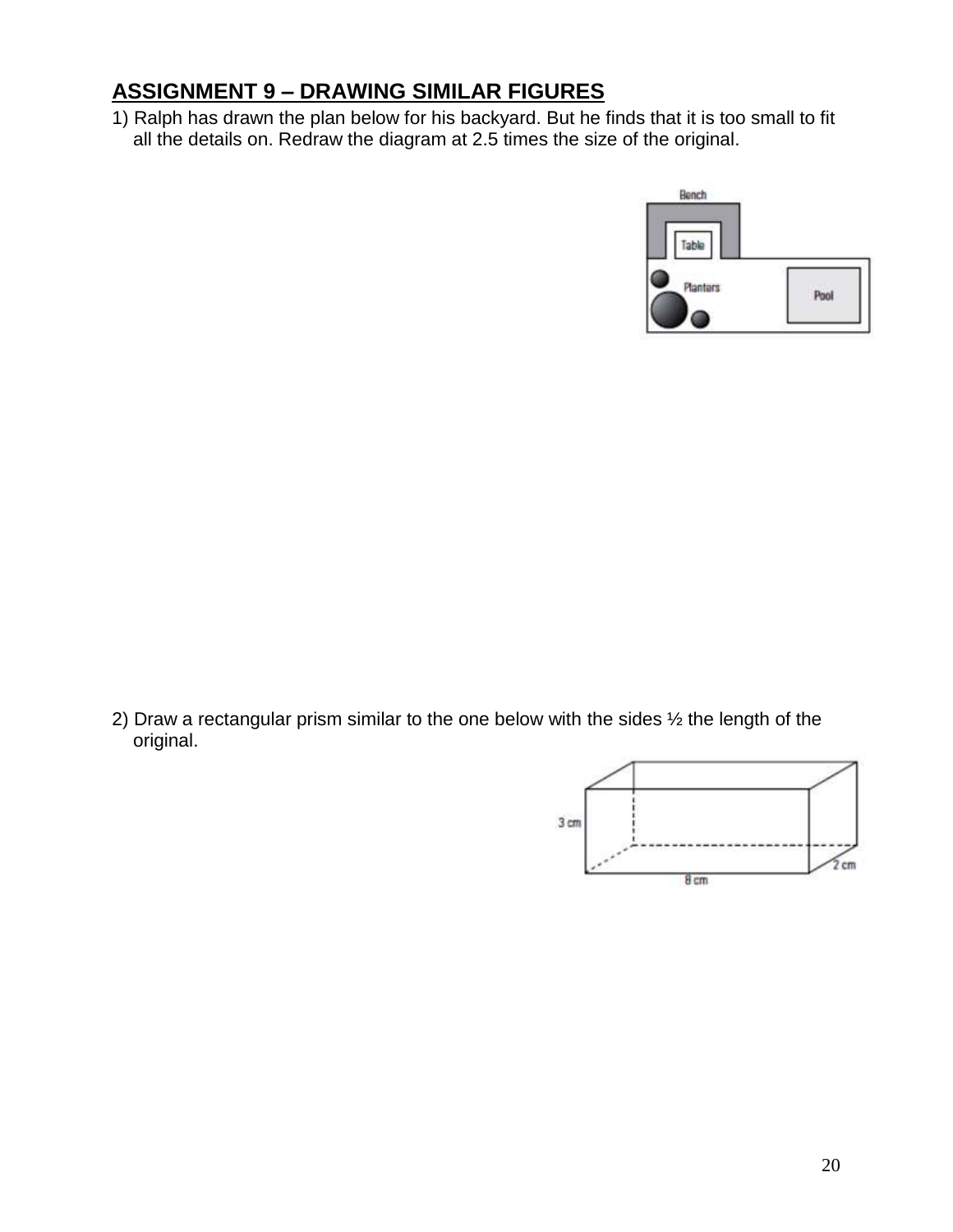## ASSIGNMENT 9 – DRAWING SIMILAR FIGURES

1) Ralph has drawn the plan below for his backyard. But he finds that it is too small to fit all the details on. Redraw the diagram at 2.5 times the size of the original.

2) Draw a rectangular prism similar to the one below with the sides ½ the length of the original.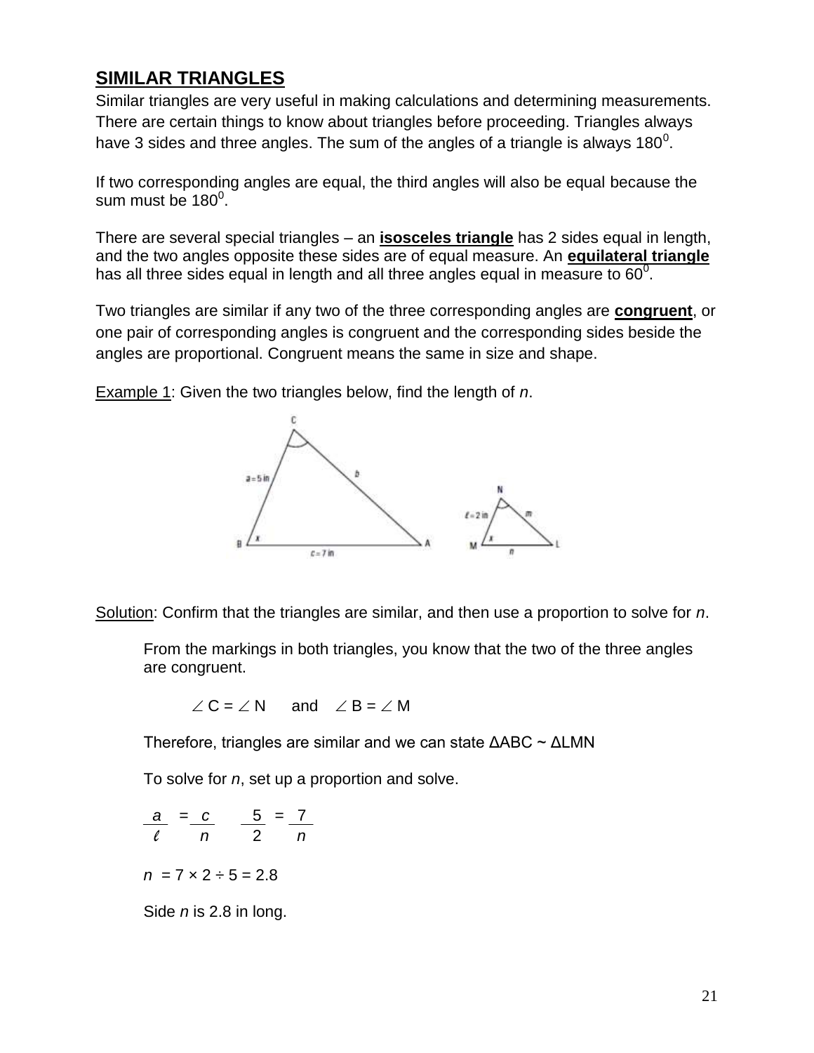## SIMILAR TRIANGLES

Similar triangles are very useful in making calculations and determining measurements. There are certain things to know about triangles before proceeding. Triangles always have 3 sides and three angles. The sum of the angles of a triangle is always $180^0$.

If two corresponding angles are equal, the third angles will also be equal because the sum must be $180^0$.

There are several special triangles – an **isosceles triangle** has 2 sides equal in length, and the two angles opposite these sides are of equal measure. An **equilateral triangle** has all three sides equal in length and all three angles equal in measure to $60^0$.

Two triangles are similar if any two of the three corresponding angles are **congruent**, or one pair of corresponding angles is congruent and the corresponding sides beside the angles are proportional. Congruent means the same in size and shape.

Example 1: Given the two triangles below, find the length of *n*.

Solution: Confirm that the triangles are similar, and then use a proportion to solve for *n*.

From the markings in both triangles, you know that the two of the three angles are congruent.

$\angle C = \angle N$ and $\angle B = \angle M$

Therefore, triangles are similar and we can state ΔABC ~ ΔLMN

To solve for *n*, set up a proportion and solve.

$\frac{a}{\ell} = \frac{c}{n}$ $\frac{5}{2} = \frac{7}{n}$

$n = 7 \times 2 \div 5 = 2.8$

Side *n* is 2.8 in long.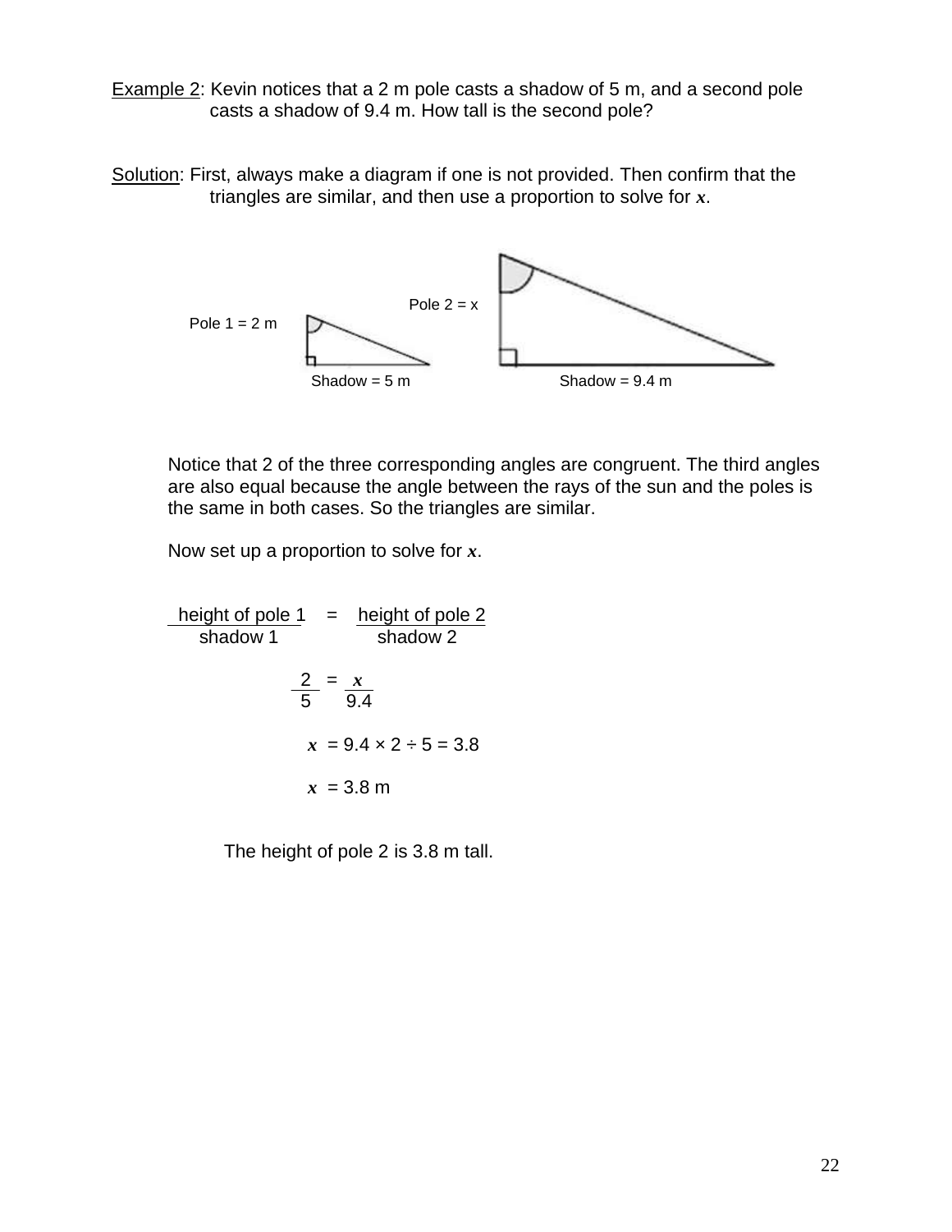<u>Example 2</u>: Kevin notices that a 2 m pole casts a shadow of 5 m, and a second pole casts a shadow of 9.4 m. How tall is the second pole?

<u>Solution</u>: First, always make a diagram if one is not provided. Then confirm that the triangles are similar, and then use a proportion to solve for $x$.

Pole 1 = 2 m

Shadow = 5 m

Pole 2 = x

Shadow = 9.4 m

Notice that 2 of the three corresponding angles are congruent. The third angles are also equal because the angle between the rays of the sun and the poles is the same in both cases. So the triangles are similar.

Now set up a proportion to solve for $x$.

$$\frac{\text{height of pole 1}}{\text{shadow 1}} = \frac{\text{height of pole 2}}{\text{shadow 2}}$$

$$\frac{2}{5} = \frac{x}{9.4}$$

$$x = 9.4 \times 2 \div 5 = 3.8$$

$$x = 3.8 \text{ m}$$

The height of pole 2 is 3.8 m tall.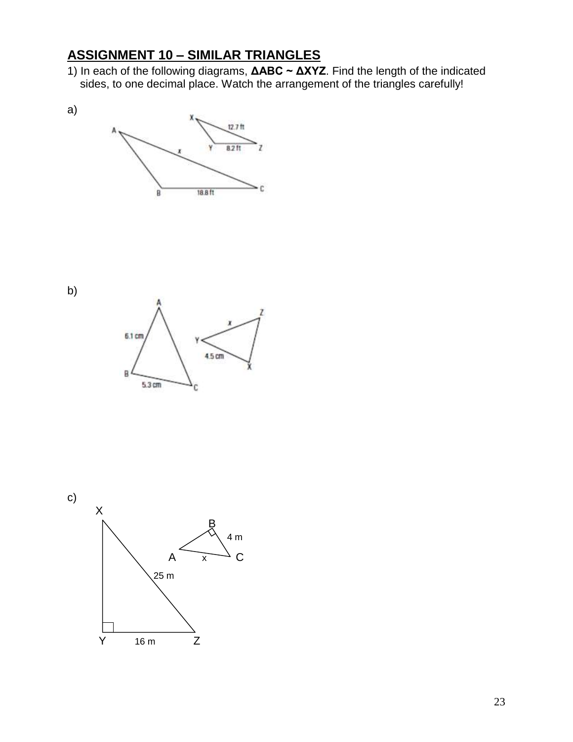## ASSIGNMENT 10 – SIMILAR TRIANGLES

1) In each of the following diagrams, **ΔABC ~ ΔXYZ**. Find the length of the indicated sides, to one decimal place. Watch the arrangement of the triangles carefully!

a)

X, 12.7 ft, Y, 8.2 ft, Z

A, $x$, B, 18.8 ft, C

b)

A, 6.1 cm, B, 5.3 cm, C

Z, $x$, Y, 4.5 cm, X

c)

X, B, 4 m, A, x, C, 25 m, Y, 16 m, Z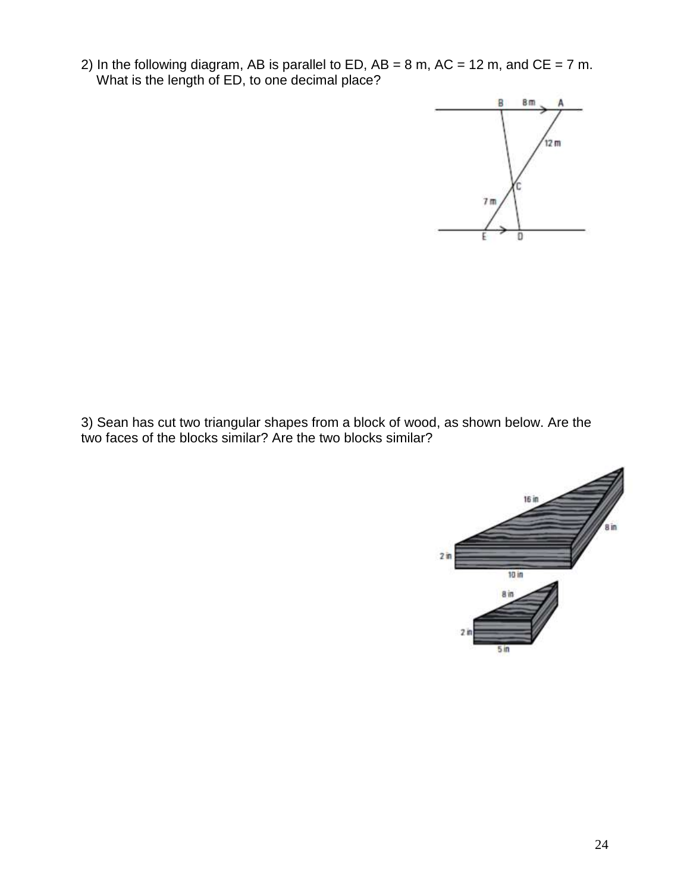2) In the following diagram, AB is parallel to ED, AB = 8 m, AC = 12 m, and CE = 7 m.
What is the length of ED, to one decimal place?

3) Sean has cut two triangular shapes from a block of wood, as shown below. Are the two faces of the blocks similar? Are the two blocks similar?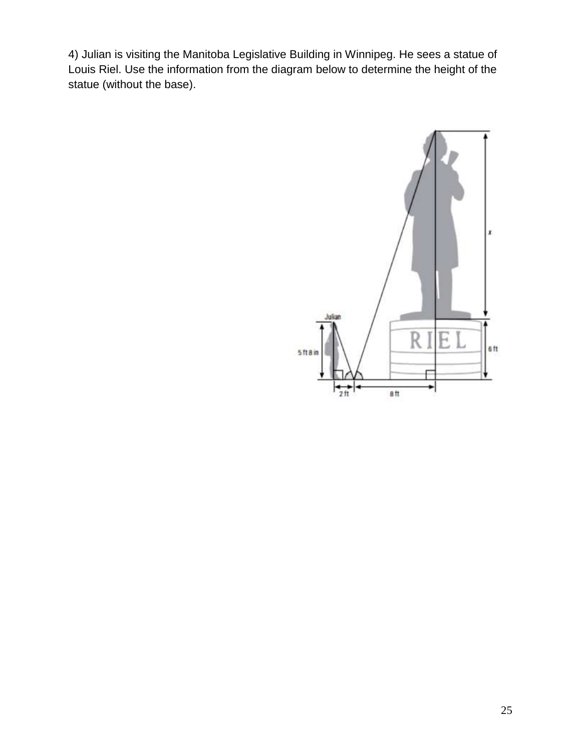4) Julian is visiting the Manitoba Legislative Building in Winnipeg. He sees a statue of Louis Riel. Use the information from the diagram below to determine the height of the statue (without the base).

Julian

5 ft 8 in

2 ft

8 ft

$x$

6 ft